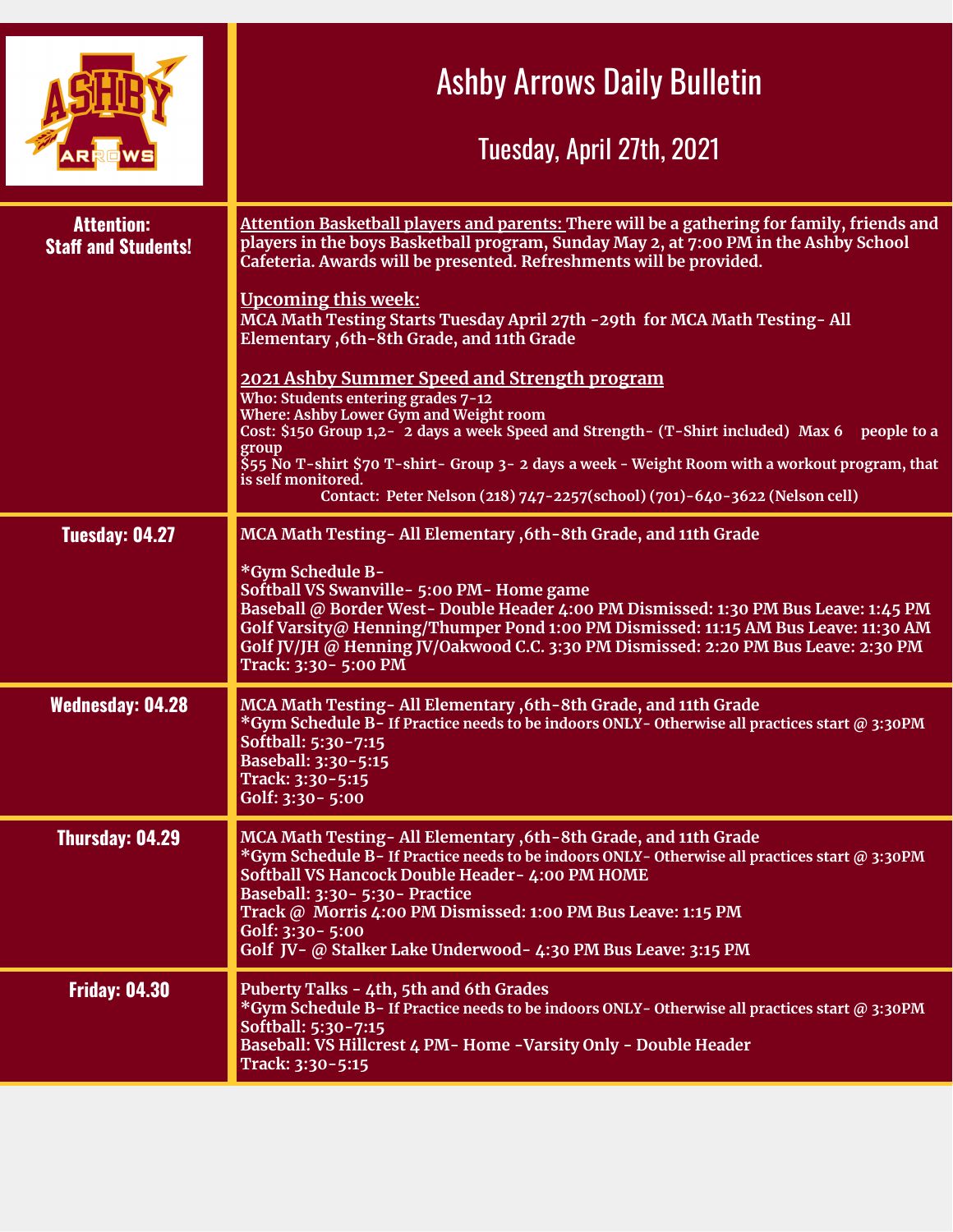# Ashby Arrows Daily Bulletin

## Tuesday, April 27th, 2021

| | |
|---|---|
| **Attention: Staff and Students!** | **<u>Attention Basketball players and parents:</u> There will be a gathering for family, friends and players in the boys Basketball program, Sunday May 2, at 7:00 PM in the Ashby School Cafeteria. Awards will be presented. Refreshments will be provided.**<br><br>**<u>Upcoming this week:</u>**<br>**MCA Math Testing Starts Tuesday April 27th -29th for MCA Math Testing- All Elementary ,6th-8th Grade, and 11th Grade**<br><br>**<u>2021 Ashby Summer Speed and Strength program</u>**<br>**Who: Students entering grades 7-12**<br>**Where: Ashby Lower Gym and Weight room**<br>**Cost: $150 Group 1,2- 2 days a week Speed and Strength- (T-Shirt included) Max 6 people to a group**<br>**$55 No T-shirt $70 T-shirt- Group 3- 2 days a week - Weight Room with a workout program, that is self monitored.**<br>**Contact: Peter Nelson (218) 747-2257(school) (701)-640-3622 (Nelson cell)** |
| **Tuesday: 04.27** | **MCA Math Testing- All Elementary ,6th-8th Grade, and 11th Grade**<br><br>**\*Gym Schedule B-**<br>**Softball VS Swanville- 5:00 PM- Home game**<br>**Baseball @ Border West- Double Header 4:00 PM Dismissed: 1:30 PM Bus Leave: 1:45 PM**<br>**Golf Varsity@ Henning/Thumper Pond 1:00 PM Dismissed: 11:15 AM Bus Leave: 11:30 AM**<br>**Golf JV/JH @ Henning JV/Oakwood C.C. 3:30 PM Dismissed: 2:20 PM Bus Leave: 2:30 PM**<br>**Track: 3:30- 5:00 PM** |
| **Wednesday: 04.28** | **MCA Math Testing- All Elementary ,6th-8th Grade, and 11th Grade**<br>**\*Gym Schedule B- If Practice needs to be indoors ONLY- Otherwise all practices start @ 3:30PM**<br>**Softball: 5:30-7:15**<br>**Baseball: 3:30-5:15**<br>**Track: 3:30-5:15**<br>**Golf: 3:30- 5:00** |
| **Thursday: 04.29** | **MCA Math Testing- All Elementary ,6th-8th Grade, and 11th Grade**<br>**\*Gym Schedule B- If Practice needs to be indoors ONLY- Otherwise all practices start @ 3:30PM**<br>**Softball VS Hancock Double Header- 4:00 PM HOME**<br>**Baseball: 3:30- 5:30- Practice**<br>**Track @ Morris 4:00 PM Dismissed: 1:00 PM Bus Leave: 1:15 PM**<br>**Golf: 3:30- 5:00**<br>**Golf JV- @ Stalker Lake Underwood- 4:30 PM Bus Leave: 3:15 PM** |
| **Friday: 04.30** | **Puberty Talks - 4th, 5th and 6th Grades**<br>**\*Gym Schedule B- If Practice needs to be indoors ONLY- Otherwise all practices start @ 3:30PM**<br>**Softball: 5:30-7:15**<br>**Baseball: VS Hillcrest 4 PM- Home -Varsity Only - Double Header**<br>**Track: 3:30-5:15** |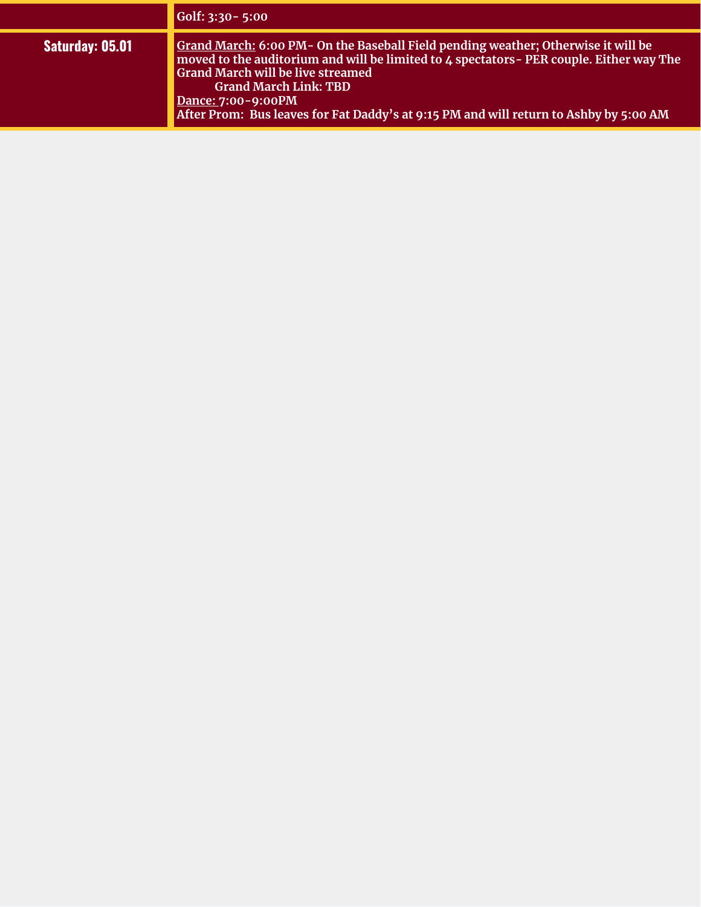| | |
|---|---|
| | **Golf: 3:30- 5:00** |
| **Saturday: 05.01** | **Grand March: 6:00 PM- On the Baseball Field pending weather; Otherwise it will be moved to the auditorium and will be limited to 4 spectators- PER couple. Either way The Grand March will be live streamed**<br>**Grand March Link: TBD**<br>**Dance: 7:00-9:00PM**<br>**After Prom: Bus leaves for Fat Daddy's at 9:15 PM and will return to Ashby by 5:00 AM** |